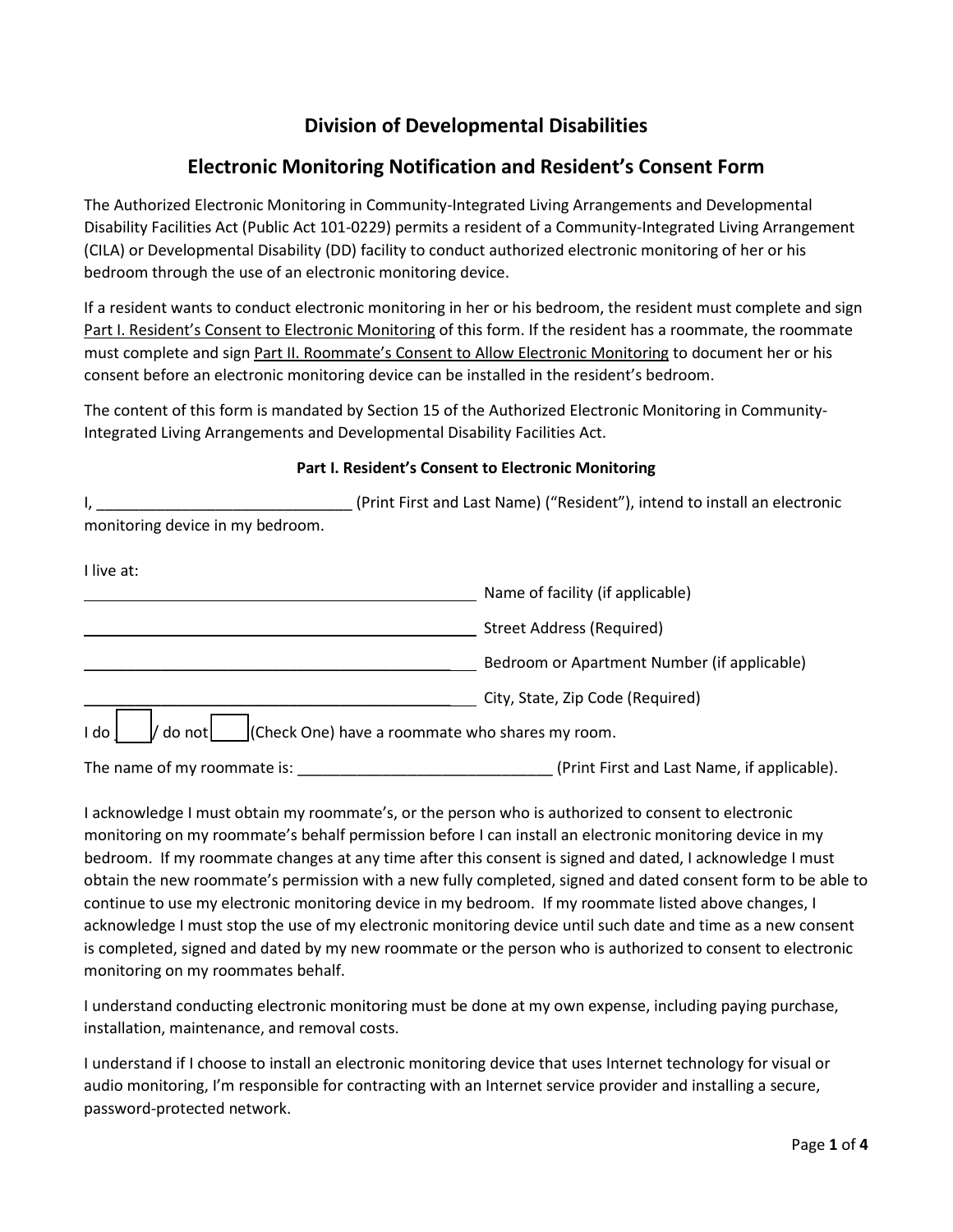# Division of Developmental Disabilities

## Electronic Monitoring Notification and Resident's Consent Form

The Authorized Electronic Monitoring in Community-Integrated Living Arrangements and Developmental Disability Facilities Act (Public Act 101-0229) permits a resident of a Community-Integrated Living Arrangement (CILA) or Developmental Disability (DD) facility to conduct authorized electronic monitoring of her or his bedroom through the use of an electronic monitoring device.

If a resident wants to conduct electronic monitoring in her or his bedroom, the resident must complete and sign Part I. Resident's Consent to Electronic Monitoring of this form. If the resident has a roommate, the roommate must complete and sign Part II. Roommate's Consent to Allow Electronic Monitoring to document her or his consent before an electronic monitoring device can be installed in the resident's bedroom.

The content of this form is mandated by Section 15 of the Authorized Electronic Monitoring in Community-Integrated Living Arrangements and Developmental Disability Facilities Act.

### Part I. Resident's Consent to Electronic Monitoring

I, ______________________________ (Print First and Last Name) ("Resident"), intend to install an electronic monitoring device in my bedroom.

I live at:

______________________________________________ Name of facility (if applicable)

______________________________________________ Street Address (Required)

______________________________________________ Bedroom or Apartment Number (if applicable)

______________________________________________ City, State, Zip Code (Required)

I do ☐ / do not ☐ (Check One) have a roommate who shares my room.

The name of my roommate is: ______________________________ (Print First and Last Name, if applicable).

I acknowledge I must obtain my roommate's, or the person who is authorized to consent to electronic monitoring on my roommate's behalf permission before I can install an electronic monitoring device in my bedroom. If my roommate changes at any time after this consent is signed and dated, I acknowledge I must obtain the new roommate's permission with a new fully completed, signed and dated consent form to be able to continue to use my electronic monitoring device in my bedroom. If my roommate listed above changes, I acknowledge I must stop the use of my electronic monitoring device until such date and time as a new consent is completed, signed and dated by my new roommate or the person who is authorized to consent to electronic monitoring on my roommates behalf.

I understand conducting electronic monitoring must be done at my own expense, including paying purchase, installation, maintenance, and removal costs.

I understand if I choose to install an electronic monitoring device that uses Internet technology for visual or audio monitoring, I'm responsible for contracting with an Internet service provider and installing a secure, password-protected network.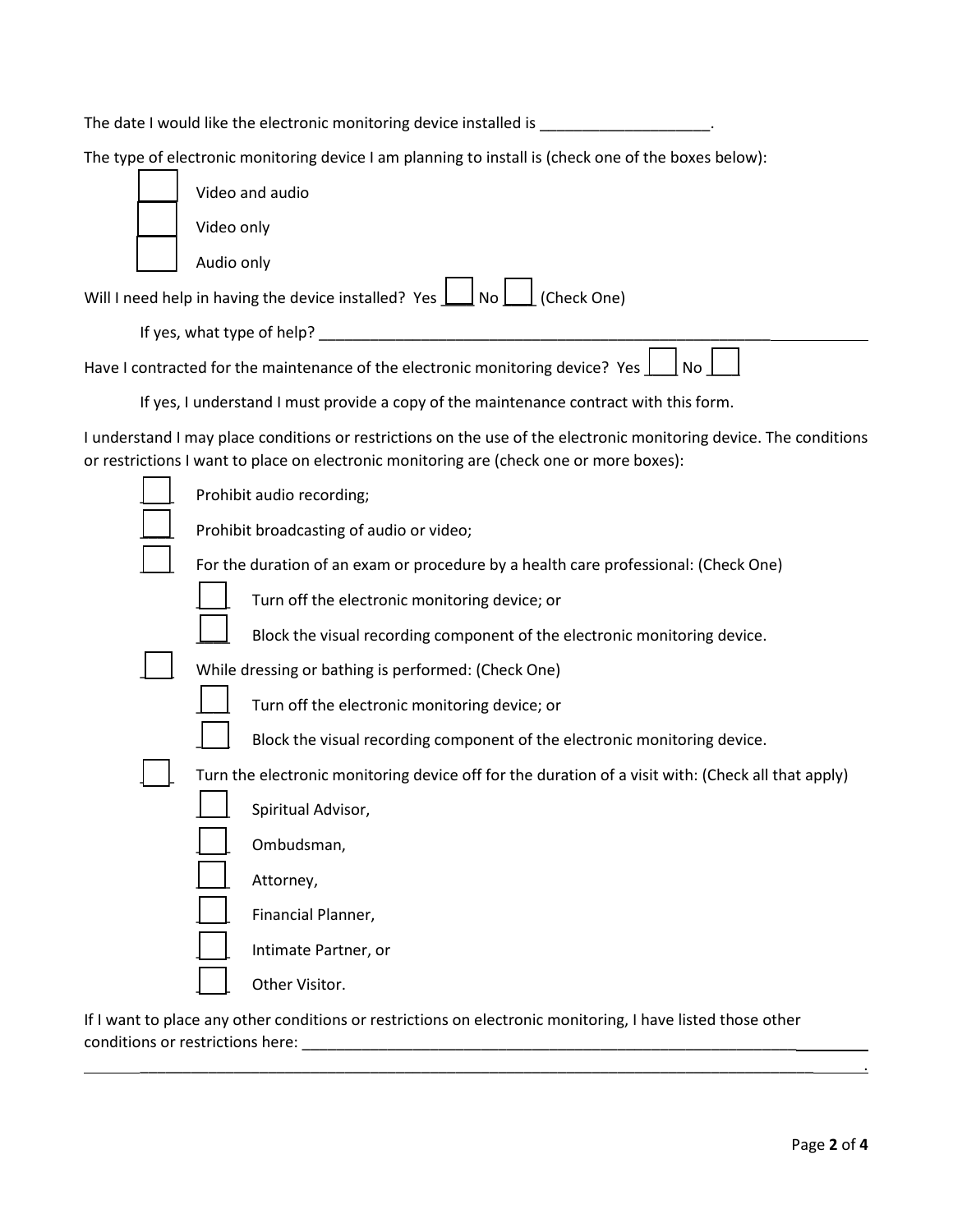The date I would like the electronic monitoring device installed is ____________________.

The type of electronic monitoring device I am planning to install is (check one of the boxes below):

- ☐ Video and audio
- ☐ Video only
- ☐ Audio only

Will I need help in having the device installed? Yes ☐ No ☐ (Check One)

If yes, what type of help? ____________________________________________________________

Have I contracted for the maintenance of the electronic monitoring device? Yes ☐ No ☐

If yes, I understand I must provide a copy of the maintenance contract with this form.

I understand I may place conditions or restrictions on the use of the electronic monitoring device. The conditions or restrictions I want to place on electronic monitoring are (check one or more boxes):

- ☐ Prohibit audio recording;
- ☐ Prohibit broadcasting of audio or video;
- ☐ For the duration of an exam or procedure by a health care professional: (Check One)
  - ☐ Turn off the electronic monitoring device; or
  - ☐ Block the visual recording component of the electronic monitoring device.
- ☐ While dressing or bathing is performed: (Check One)
  - ☐ Turn off the electronic monitoring device; or
  - ☐ Block the visual recording component of the electronic monitoring device.
- ☐ Turn the electronic monitoring device off for the duration of a visit with: (Check all that apply)
  - ☐ Spiritual Advisor,
  - ☐ Ombudsman,
  - ☐ Attorney,
  - ☐ Financial Planner,
  - ☐ Intimate Partner, or
  - ☐ Other Visitor.

If I want to place any other conditions or restrictions on electronic monitoring, I have listed those other conditions or restrictions here: ____________________________________________________________

____________________________________________________________________________________.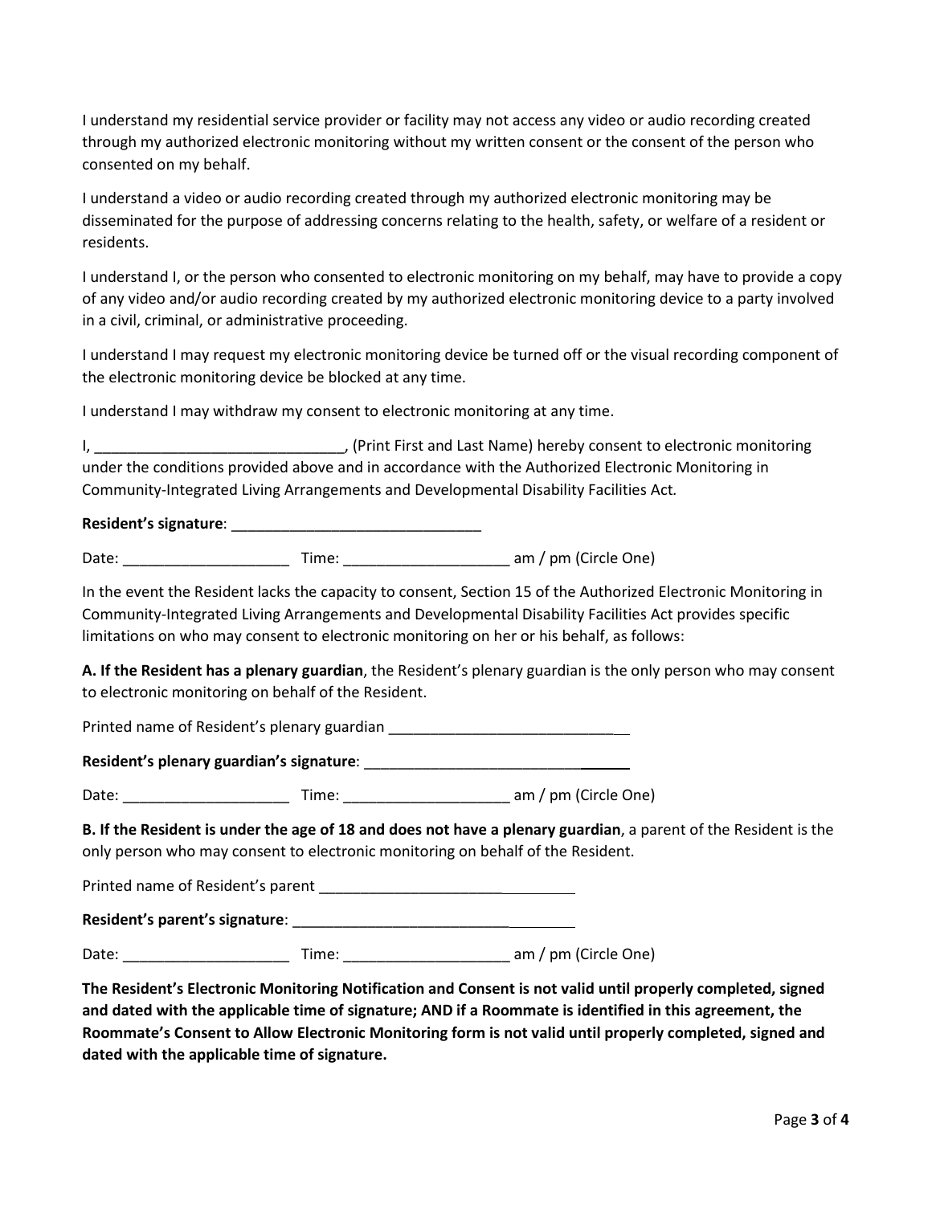I understand my residential service provider or facility may not access any video or audio recording created through my authorized electronic monitoring without my written consent or the consent of the person who consented on my behalf.

I understand a video or audio recording created through my authorized electronic monitoring may be disseminated for the purpose of addressing concerns relating to the health, safety, or welfare of a resident or residents.

I understand I, or the person who consented to electronic monitoring on my behalf, may have to provide a copy of any video and/or audio recording created by my authorized electronic monitoring device to a party involved in a civil, criminal, or administrative proceeding.

I understand I may request my electronic monitoring device be turned off or the visual recording component of the electronic monitoring device be blocked at any time.

I understand I may withdraw my consent to electronic monitoring at any time.

I, ______________________________, (Print First and Last Name) hereby consent to electronic monitoring under the conditions provided above and in accordance with the Authorized Electronic Monitoring in Community-Integrated Living Arrangements and Developmental Disability Facilities Act*.*

**Resident's signature**: ______________________________

Date: ____________________ Time: ____________________ am / pm (Circle One)

In the event the Resident lacks the capacity to consent, Section 15 of the Authorized Electronic Monitoring in Community-Integrated Living Arrangements and Developmental Disability Facilities Act provides specific limitations on who may consent to electronic monitoring on her or his behalf, as follows:

**A. If the Resident has a plenary guardian**, the Resident's plenary guardian is the only person who may consent to electronic monitoring on behalf of the Resident.

Printed name of Resident's plenary guardian ______________________________

**Resident's plenary guardian's signature**: ______________________________

Date: ____________________ Time: ____________________ am / pm (Circle One)

**B. If the Resident is under the age of 18 and does not have a plenary guardian**, a parent of the Resident is the only person who may consent to electronic monitoring on behalf of the Resident.

Printed name of Resident's parent ______________________________

**Resident's parent's signature**: ______________________________

Date: ____________________ Time: ____________________ am / pm (Circle One)

**The Resident's Electronic Monitoring Notification and Consent is not valid until properly completed, signed and dated with the applicable time of signature; AND if a Roommate is identified in this agreement, the Roommate's Consent to Allow Electronic Monitoring form is not valid until properly completed, signed and dated with the applicable time of signature.**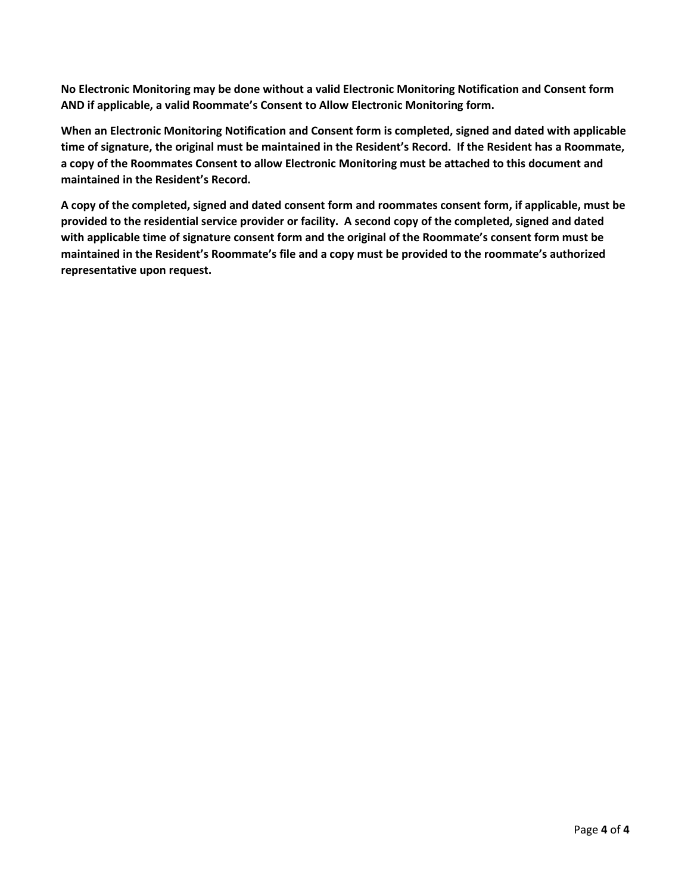**No Electronic Monitoring may be done without a valid Electronic Monitoring Notification and Consent form AND if applicable, a valid Roommate's Consent to Allow Electronic Monitoring form.**

**When an Electronic Monitoring Notification and Consent form is completed, signed and dated with applicable time of signature, the original must be maintained in the Resident's Record. If the Resident has a Roommate, a copy of the Roommates Consent to allow Electronic Monitoring must be attached to this document and maintained in the Resident's Record.**

**A copy of the completed, signed and dated consent form and roommates consent form, if applicable, must be provided to the residential service provider or facility. A second copy of the completed, signed and dated with applicable time of signature consent form and the original of the Roommate's consent form must be maintained in the Resident's Roommate's file and a copy must be provided to the roommate's authorized representative upon request.**